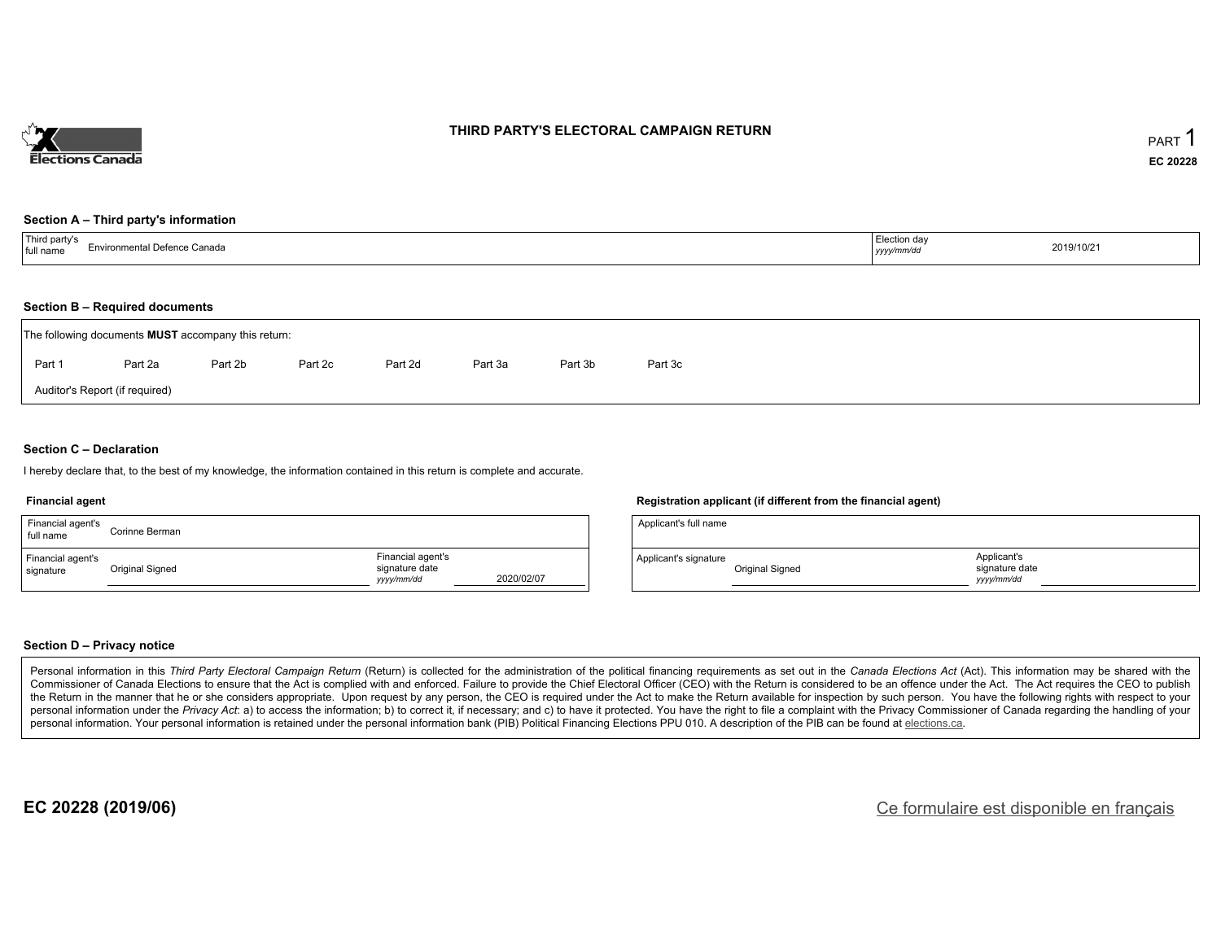Elections Canada

# THIRD PARTY'S ELECTORAL CAMPAIGN RETURN

PART 1

**EC 20228**

### Section A – Third party's information

| Third party's full name | Environmental Defence Canada | Election day *yyyy/mm/dd* | 2019/10/21 |
|---|---|---|---|

### Section B – Required documents

The following documents **MUST** accompany this return:

Part 1 | Part 2a | Part 2b | Part 2c | Part 2d | Part 3a | Part 3b | Part 3c

Auditor's Report (if required)

### Section C – Declaration

I hereby declare that, to the best of my knowledge, the information contained in this return is complete and accurate.

**Financial agent**

| Financial agent's full name | Corinne Berman | | |
|---|---|---|---|
| Financial agent's signature | Original Signed | Financial agent's signature date *yyyy/mm/dd* | 2020/02/07 |

**Registration applicant (if different from the financial agent)**

| Applicant's full name | | | |
|---|---|---|---|
| Applicant's signature | Original Signed | Applicant's signature date *yyyy/mm/dd* | |

### Section D – Privacy notice

Personal information in this *Third Party Electoral Campaign Return* (Return) is collected for the administration of the political financing requirements as set out in the *Canada Elections Act* (Act). This information may be shared with the Commissioner of Canada Elections to ensure that the Act is complied with and enforced. Failure to provide the Chief Electoral Officer (CEO) with the Return is considered to be an offence under the Act. The Act requires the CEO to publish the Return in the manner that he or she considers appropriate. Upon request by any person, the CEO is required under the Act to make the Return available for inspection by such person. You have the following rights with respect to your personal information under the *Privacy Act*: a) to access the information; b) to correct it, if necessary; and c) to have it protected. You have the right to file a complaint with the Privacy Commissioner of Canada regarding the handling of your personal information. Your personal information is retained under the personal information bank (PIB) Political Financing Elections PPU 010. A description of the PIB can be found at elections.ca.

**EC 20228 (2019/06)**

Ce formulaire est disponible en français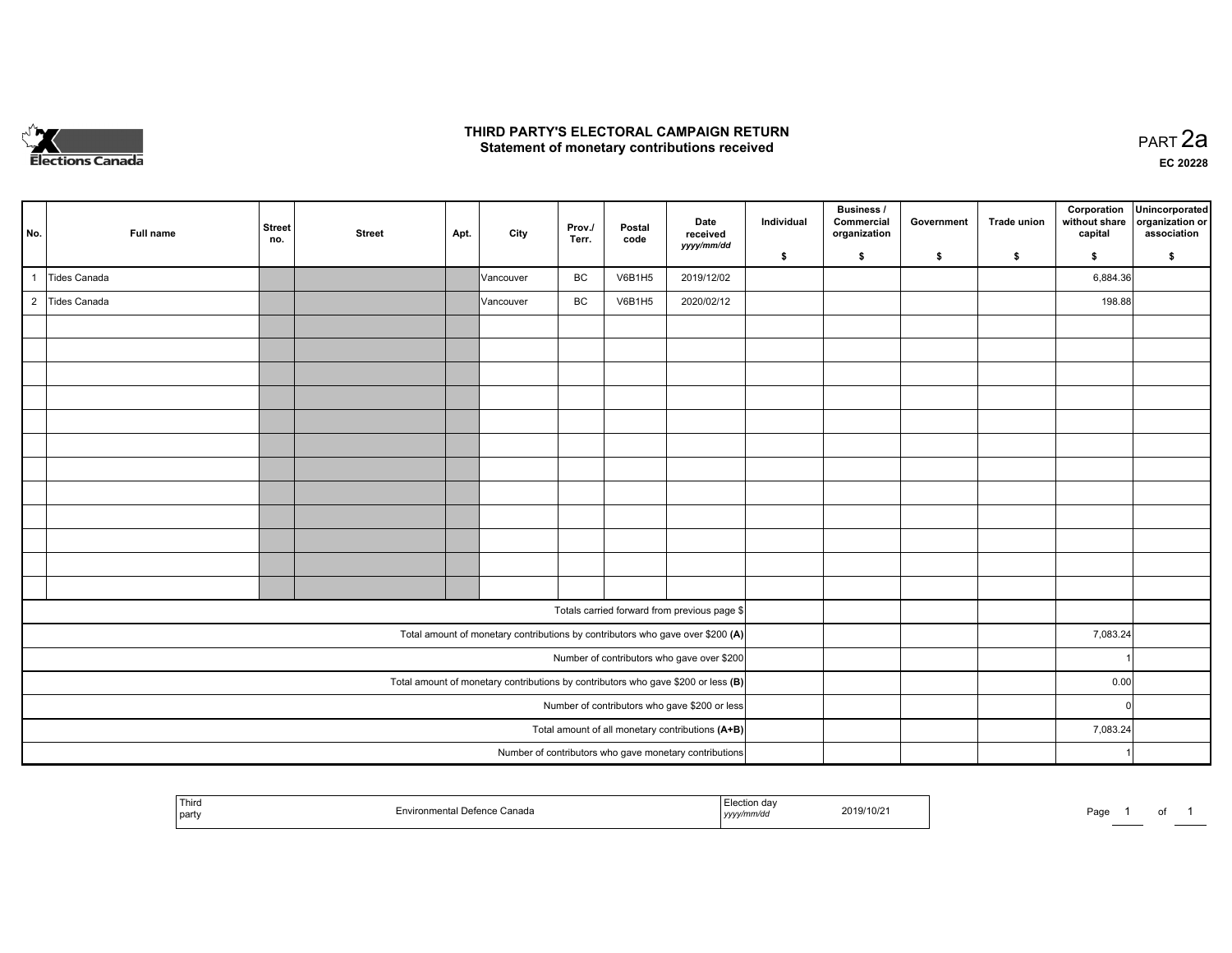# THIRD PARTY'S ELECTORAL CAMPAIGN RETURN
## Statement of monetary contributions received

PART 2a

EC 20228

| No. | Full name | Street no. | Street | Apt. | City | Prov./ Terr. | Postal code | Date received yyyy/mm/dd | Individual $ | Business / Commercial organization $ | Government $ | Trade union $ | Corporation without share capital $ | Unincorporated organization or association $ |
|---|---|---|---|---|---|---|---|---|---|---|---|---|---|---|
| 1 | Tides Canada | | | | Vancouver | BC | V6B1H5 | 2019/12/02 | | | | | 6,884.36 | |
| 2 | Tides Canada | | | | Vancouver | BC | V6B1H5 | 2020/02/12 | | | | | 198.88 | |
| | | | | | | | | | | | | | | |
| | | | | | | | | | | | | | | |
| | | | | | | | | | | | | | | |
| | | | | | | | | | | | | | | |
| | | | | | | | | | | | | | | |
| | | | | | | | | | | | | | | |
| | | | | | | | | | | | | | | |
| | | | | | | | | | | | | | | |
| | | | | | | | | | | | | | | |
| | | | | | | | | | | | | | | |
| | | | | | | | | | | | | | | |
| | | | | | | | | | | | | | | |
| Totals carried forward from previous page $ | | | | | | | | | | | | | | |
| Total amount of monetary contributions by contributors who gave over $200 **(A)** | | | | | | | | | | | | | 7,083.24 | |
| Number of contributors who gave over $200 | | | | | | | | | | | | | 1 | |
| Total amount of monetary contributions by contributors who gave $200 or less **(B)** | | | | | | | | | | | | | 0.00 | |
| Number of contributors who gave $200 or less | | | | | | | | | | | | | 0 | |
| Total amount of all monetary contributions **(A+B)** | | | | | | | | | | | | | 7,083.24 | |
| Number of contributors who gave monetary contributions | | | | | | | | | | | | | 1 | |

| Third party | Environmental Defence Canada | Election day yyyy/mm/dd | 2019/10/21 |
|---|---|---|---|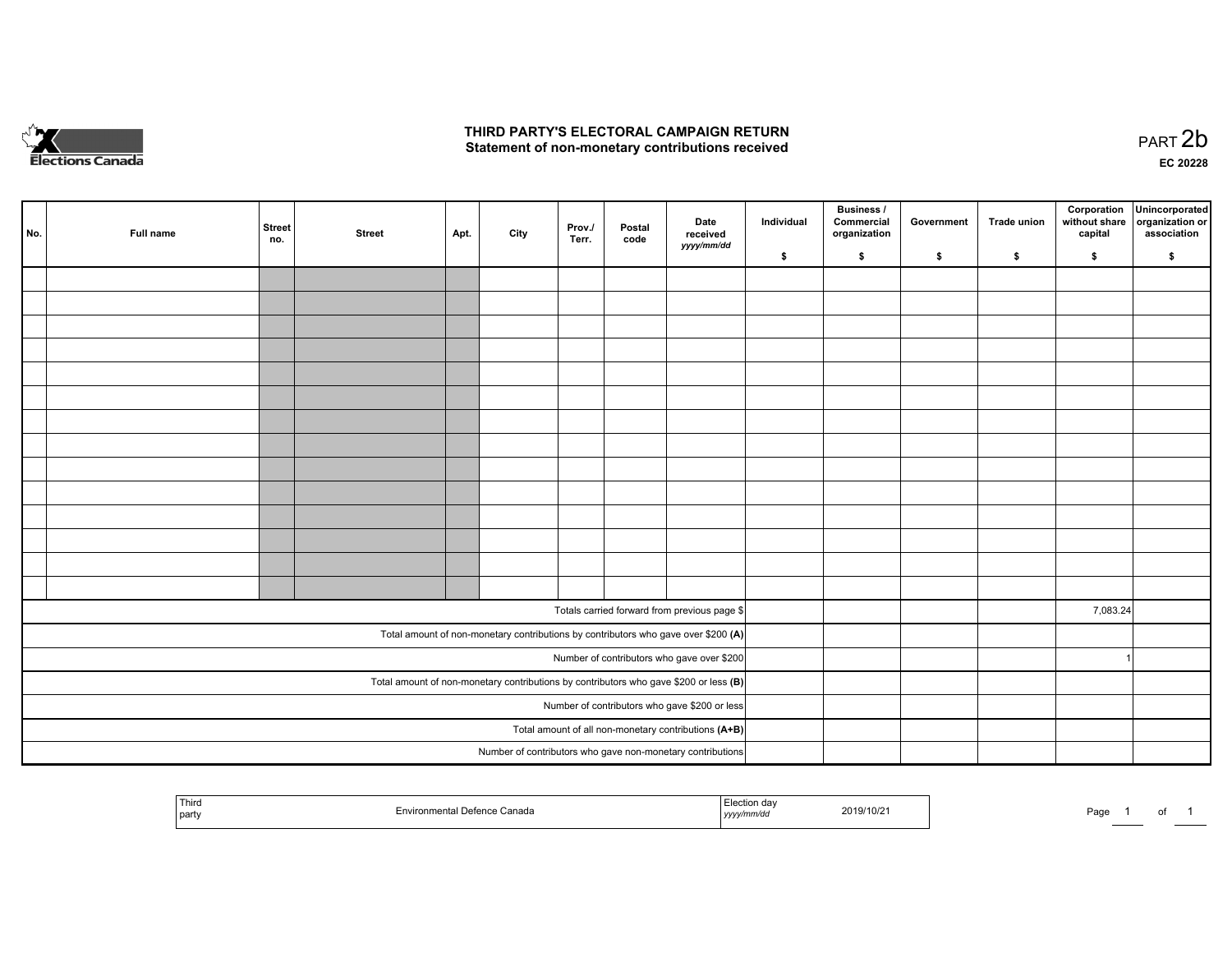# THIRD PARTY'S ELECTORAL CAMPAIGN RETURN
## Statement of non-monetary contributions received

PART 2b

EC 20228

| No. | Full name | Street no. | Street | Apt. | City | Prov./ Terr. | Postal code | Date received yyyy/mm/dd | Individual $ | Business / Commercial organization $ | Government $ | Trade union $ | Corporation without share capital $ | Unincorporated organization or association $ |
|---|---|---|---|---|---|---|---|---|---|---|---|---|---|---|
| | | | | | | | | | | | | | | |
| | | | | | | | | | | | | | | |
| | | | | | | | | | | | | | | |
| | | | | | | | | | | | | | | |
| | | | | | | | | | | | | | | |
| | | | | | | | | | | | | | | |
| | | | | | | | | | | | | | | |
| | | | | | | | | | | | | | | |
| | | | | | | | | | | | | | | |
| | | | | | | | | | | | | | | |
| | | | | | | | | | | | | | | |
| | | | | | | | | | | | | | | |
| | | | | | | | | | | | | | | |
| | | | | | | | | | | | | | | |
| Totals carried forward from previous page $ | | | | | | | | | | | | | 7,083.24 | |
| Total amount of non-monetary contributions by contributors who gave over $200 (A) | | | | | | | | | | | | | | |
| Number of contributors who gave over $200 | | | | | | | | | | | | | 1 | |
| Total amount of non-monetary contributions by contributors who gave $200 or less (B) | | | | | | | | | | | | | | |
| Number of contributors who gave $200 or less | | | | | | | | | | | | | | |
| Total amount of all non-monetary contributions (A+B) | | | | | | | | | | | | | | |
| Number of contributors who gave non-monetary contributions | | | | | | | | | | | | | | |

| Third party | Environmental Defence Canada | Election day yyyy/mm/dd | 2019/10/21 |
|---|---|---|---|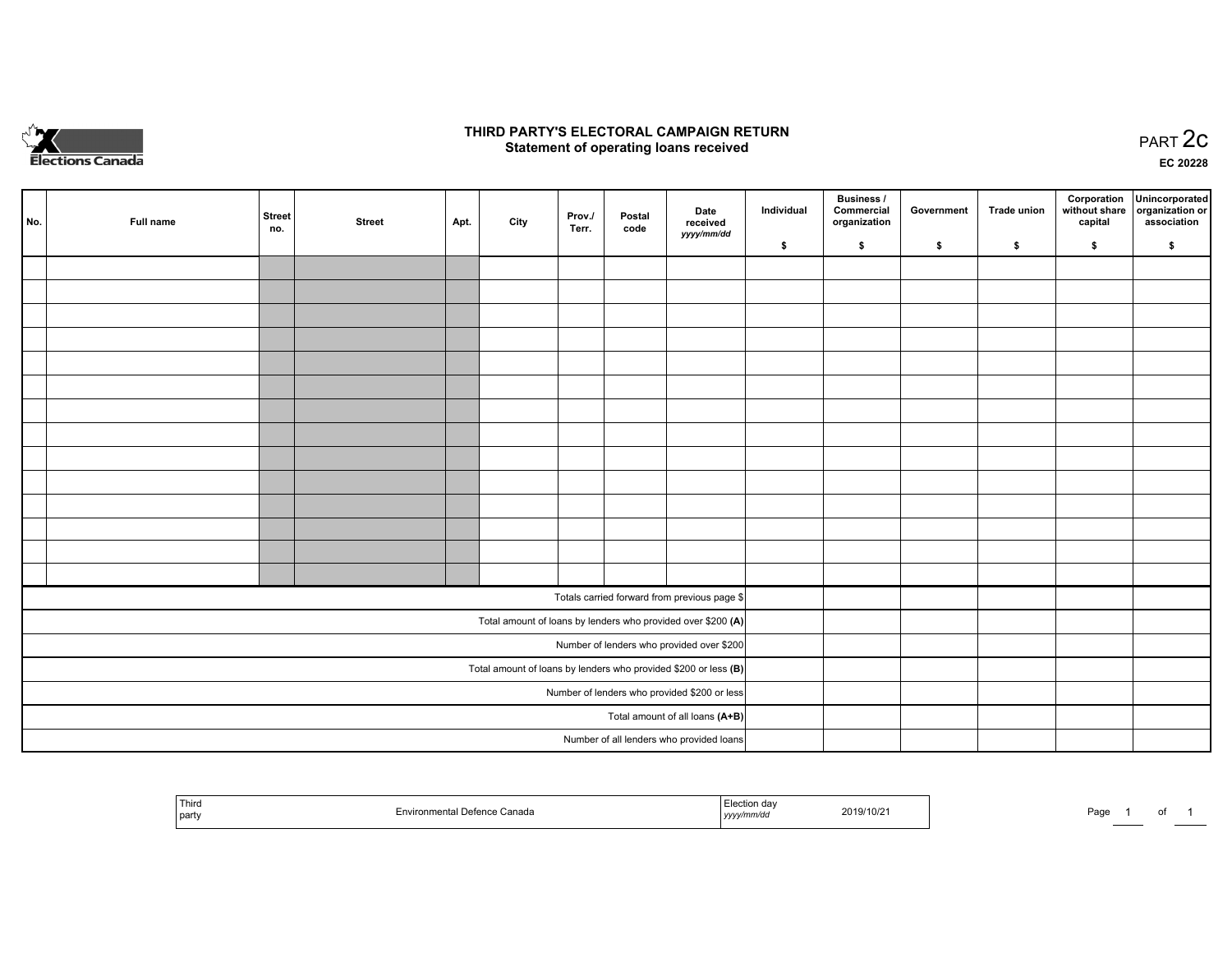# THIRD PARTY'S ELECTORAL CAMPAIGN RETURN
## Statement of operating loans received

PART 2c

EC 20228

| No. | Full name | Street no. | Street | Apt. | City | Prov./ Terr. | Postal code | Date received *yyyy/mm/dd* | Individual $ | Business / Commercial organization $ | Government $ | Trade union $ | Corporation without share capital $ | Unincorporated organization or association $ |
|---|---|---|---|---|---|---|---|---|---|---|---|---|---|---|
| | | | | | | | | | | | | | | |
| | | | | | | | | | | | | | | |
| | | | | | | | | | | | | | | |
| | | | | | | | | | | | | | | |
| | | | | | | | | | | | | | | |
| | | | | | | | | | | | | | | |
| | | | | | | | | | | | | | | |
| | | | | | | | | | | | | | | |
| | | | | | | | | | | | | | | |
| | | | | | | | | | | | | | | |
| | | | | | | | | | | | | | | |
| | | | | | | | | | | | | | | |
| | | | | | | | | | | | | | | |
| | | | | | | | | | | | | | | |
| Totals carried forward from previous page $ | | | | | | | | | | | | | | |
| Total amount of loans by lenders who provided over $200 **(A)** | | | | | | | | | | | | | | |
| Number of lenders who provided over $200 | | | | | | | | | | | | | | |
| Total amount of loans by lenders who provided $200 or less **(B)** | | | | | | | | | | | | | | |
| Number of lenders who provided $200 or less | | | | | | | | | | | | | | |
| Total amount of all loans **(A+B)** | | | | | | | | | | | | | | |
| Number of all lenders who provided loans | | | | | | | | | | | | | | |

| Third party | Environmental Defence Canada | Election day *yyyy/mm/dd* | 2019/10/21 |
|---|---|---|---|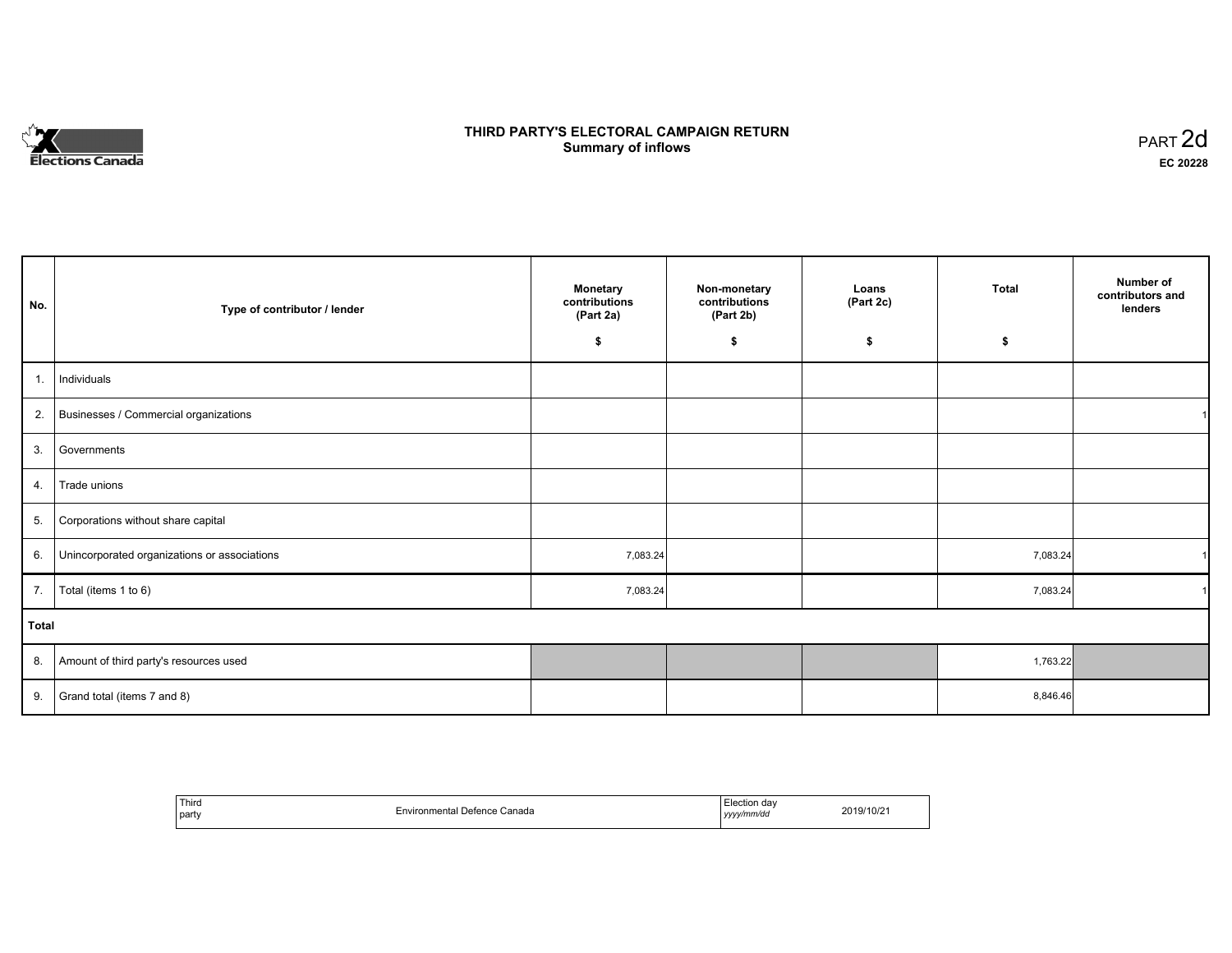# THIRD PARTY'S ELECTORAL CAMPAIGN RETURN
## Summary of inflows

PART 2d

**EC 20228**

| No. | Type of contributor / lender | Monetary contributions (Part 2a) $ | Non-monetary contributions (Part 2b) $ | Loans (Part 2c) $ | Total $ | Number of contributors and lenders |
|---|---|---|---|---|---|---|
| 1. | Individuals | | | | | |
| 2. | Businesses / Commercial organizations | | | | | 1 |
| 3. | Governments | | | | | |
| 4. | Trade unions | | | | | |
| 5. | Corporations without share capital | | | | | |
| 6. | Unincorporated organizations or associations | 7,083.24 | | | 7,083.24 | 1 |
| 7. | Total (items 1 to 6) | 7,083.24 | | | 7,083.24 | 1 |
| **Total** | | | | | | |
| 8. | Amount of third party's resources used | | | | 1,763.22 | |
| 9. | Grand total (items 7 and 8) | | | | 8,846.46 | |

| Third party | Environmental Defence Canada | Election day *yyyy/mm/dd* | 2019/10/21 |
|---|---|---|---|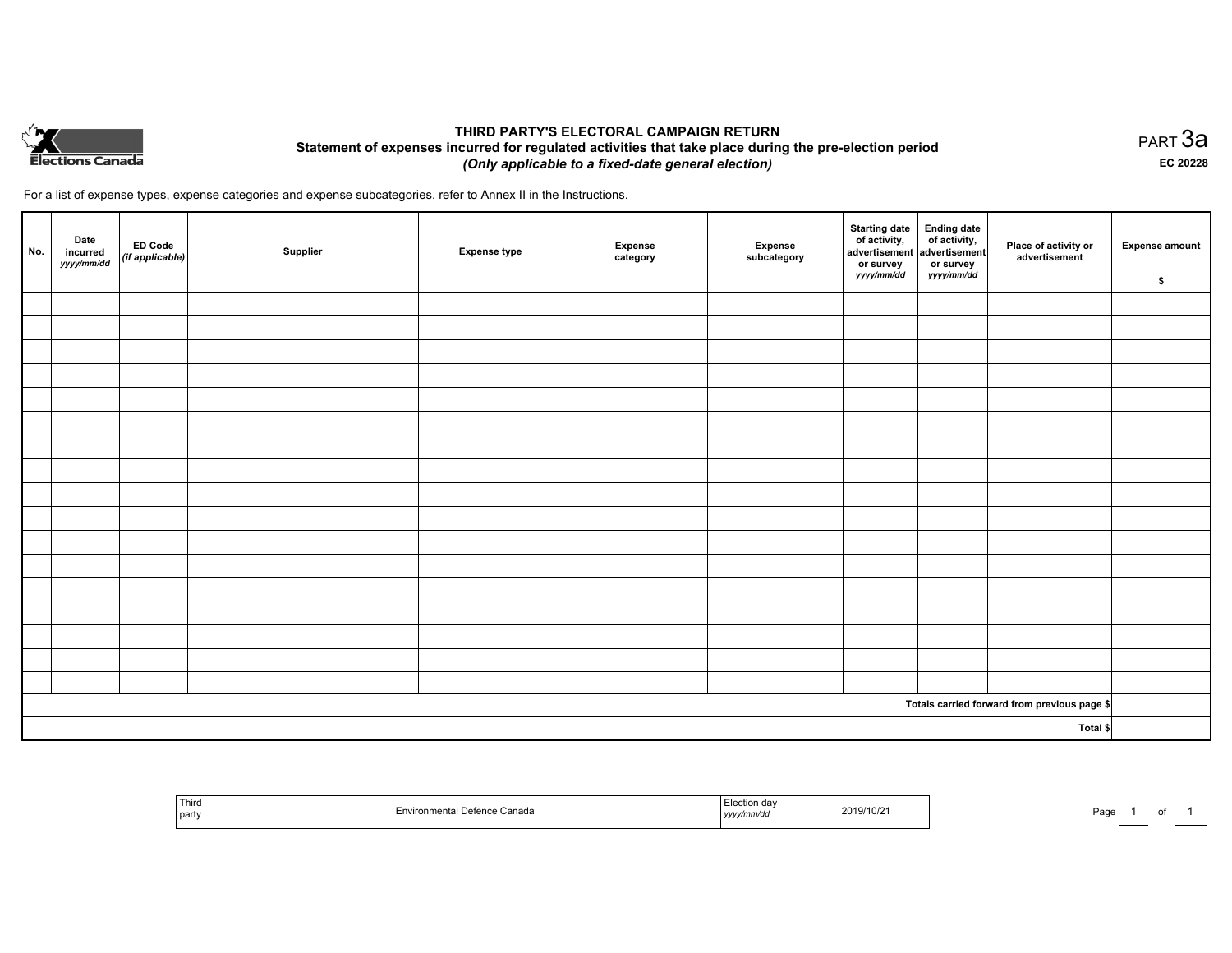Elections Canada

# THIRD PARTY'S ELECTORAL CAMPAIGN RETURN

## Statement of expenses incurred for regulated activities that take place during the pre-election period

*(Only applicable to a fixed-date general election)*

PART 3a

**EC 20228**

For a list of expense types, expense categories and expense subcategories, refer to Annex II in the Instructions.

| No. | Date incurred *yyyy/mm/dd* | ED Code *(if applicable)* | Supplier | Expense type | Expense category | Expense subcategory | Starting date of activity, advertisement or survey *yyyy/mm/dd* | Ending date of activity, advertisement or survey *yyyy/mm/dd* | Place of activity or advertisement | Expense amount $ |
|---|---|---|---|---|---|---|---|---|---|---|
| | | | | | | | | | | |
| | | | | | | | | | | |
| | | | | | | | | | | |
| | | | | | | | | | | |
| | | | | | | | | | | |
| | | | | | | | | | | |
| | | | | | | | | | | |
| | | | | | | | | | | |
| | | | | | | | | | | |
| | | | | | | | | | | |
| | | | | | | | | | | |
| | | | | | | | | | | |
| | | | | | | | | | | |
| | | | | | | | | | | |
| | | | | | | | | | | |
| | | | | | | | | | | |
| | | | | | | | | | | |
| | | | | | | | | | Totals carried forward from previous page $ | |
| | | | | | | | | | Total $ | |

| Third party | Environmental Defence Canada | Election day *yyyy/mm/dd* | 2019/10/21 |
|---|---|---|---|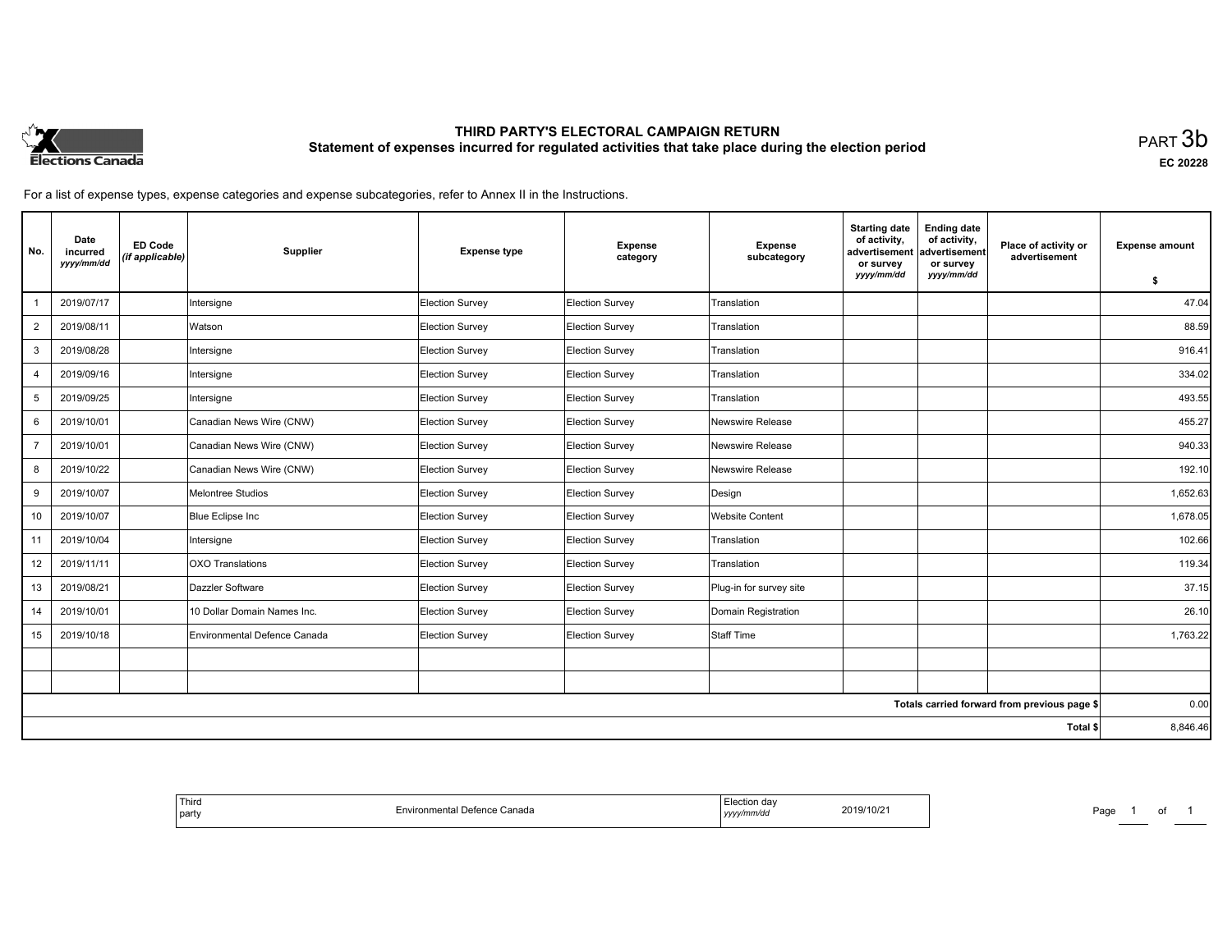# THIRD PARTY'S ELECTORAL CAMPAIGN RETURN

## Statement of expenses incurred for regulated activities that take place during the election period

PART 3b

EC 20228

For a list of expense types, expense categories and expense subcategories, refer to Annex II in the Instructions.

| No. | Date incurred *yyyy/mm/dd* | ED Code *(if applicable)* | Supplier | Expense type | Expense category | Expense subcategory | Starting date of activity, advertisement or survey *yyyy/mm/dd* | Ending date of activity, advertisement or survey *yyyy/mm/dd* | Place of activity or advertisement | Expense amount $ |
|---|---|---|---|---|---|---|---|---|---|---|
| 1 | 2019/07/17 | | Intersigne | Election Survey | Election Survey | Translation | | | | 47.04 |
| 2 | 2019/08/11 | | Watson | Election Survey | Election Survey | Translation | | | | 88.59 |
| 3 | 2019/08/28 | | Intersigne | Election Survey | Election Survey | Translation | | | | 916.41 |
| 4 | 2019/09/16 | | Intersigne | Election Survey | Election Survey | Translation | | | | 334.02 |
| 5 | 2019/09/25 | | Intersigne | Election Survey | Election Survey | Translation | | | | 493.55 |
| 6 | 2019/10/01 | | Canadian News Wire (CNW) | Election Survey | Election Survey | Newswire Release | | | | 455.27 |
| 7 | 2019/10/01 | | Canadian News Wire (CNW) | Election Survey | Election Survey | Newswire Release | | | | 940.33 |
| 8 | 2019/10/22 | | Canadian News Wire (CNW) | Election Survey | Election Survey | Newswire Release | | | | 192.10 |
| 9 | 2019/10/07 | | Melontree Studios | Election Survey | Election Survey | Design | | | | 1,652.63 |
| 10 | 2019/10/07 | | Blue Eclipse Inc | Election Survey | Election Survey | Website Content | | | | 1,678.05 |
| 11 | 2019/10/04 | | Intersigne | Election Survey | Election Survey | Translation | | | | 102.66 |
| 12 | 2019/11/11 | | OXO Translations | Election Survey | Election Survey | Translation | | | | 119.34 |
| 13 | 2019/08/21 | | Dazzler Software | Election Survey | Election Survey | Plug-in for survey site | | | | 37.15 |
| 14 | 2019/10/01 | | 10 Dollar Domain Names Inc. | Election Survey | Election Survey | Domain Registration | | | | 26.10 |
| 15 | 2019/10/18 | | Environmental Defence Canada | Election Survey | Election Survey | Staff Time | | | | 1,763.22 |
| | | | | | | | | | | |
| | | | | | | | | | | |
| | | | | | | | | | Totals carried forward from previous page $ | 0.00 |
| | | | | | | | | | Total $ | 8,846.46 |

| Third party | Environmental Defence Canada | Election day *yyyy/mm/dd* | 2019/10/21 |
|---|---|---|---|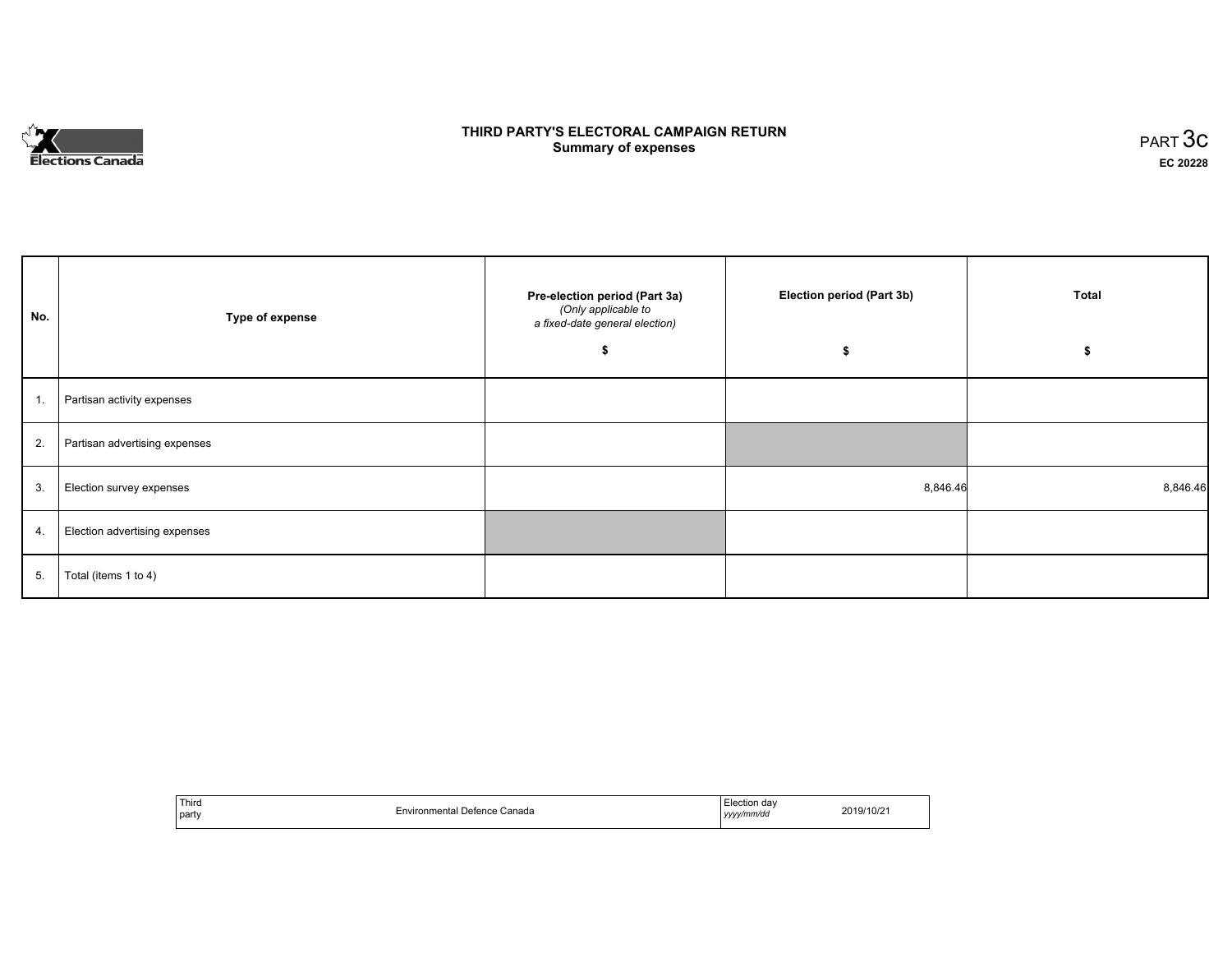Elections Canada

# THIRD PARTY'S ELECTORAL CAMPAIGN RETURN
## Summary of expenses

PART 3c
EC 20228

| No. | Type of expense | Pre-election period (Part 3a) *(Only applicable to a fixed-date general election)* $ | Election period (Part 3b) $ | Total $ |
|---|---|---|---|---|
| 1. | Partisan activity expenses | | | |
| 2. | Partisan advertising expenses | | | |
| 3. | Election survey expenses | | 8,846.46 | 8,846.46 |
| 4. | Election advertising expenses | | | |
| 5. | Total (items 1 to 4) | | | |

| | | | |
|---|---|---|---|
| Third party | Environmental Defence Canada | Election day *yyyy/mm/dd* | 2019/10/21 |